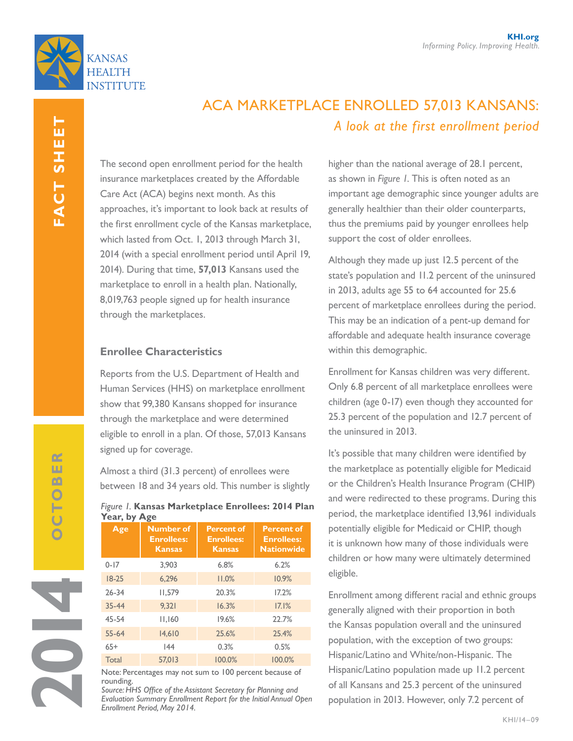# ACA MARKETPLACE ENROLLED 57,013 KANSANS:

## *A look at the first enrollment period*

The second open enrollment period for the health insurance marketplaces created by the Affordable Care Act (ACA) begins next month. As this approaches, it's important to look back at results of the first enrollment cycle of the Kansas marketplace, which lasted from Oct. 1, 2013 through March 31, 2014 (with a special enrollment period until April 19, 2014). During that time, **57,013** Kansans used the marketplace to enroll in a health plan. Nationally, 8,019,763 people signed up for health insurance through the marketplaces.

### Enrollee Characteristics

Reports from the U.S. Department of Health and Human Services (HHS) on marketplace enrollment show that 99,380 Kansans shopped for insurance through the marketplace and were determined eligible to enroll in a plan. Of those, 57,013 Kansans signed up for coverage.

Almost a third (31.3 percent) of enrollees were between 18 and 34 years old. This number is slightly higher than the national average of 28.1 percent, as shown in *Figure 1*. This is often noted as an important age demographic since younger adults are generally healthier than their older counterparts, thus the premiums paid by younger enrollees help support the cost of older enrollees.

*Figure 1.* **Kansas Marketplace Enrollees: 2014 Plan Year, by Age**

| Age | Number of Enrollees: Kansas | Percent of Enrollees: Kansas | Percent of Enrollees: Nationwide |
|---|---|---|---|
| 0-17 | 3,903 | 6.8% | 6.2% |
| 18-25 | 6,296 | 11.0% | 10.9% |
| 26-34 | 11,579 | 20.3% | 17.2% |
| 35-44 | 9,321 | 16.3% | 17.1% |
| 45-54 | 11,160 | 19.6% | 22.7% |
| 55-64 | 14,610 | 25.6% | 25.4% |
| 65+ | 144 | 0.3% | 0.5% |
| Total | 57,013 | 100.0% | 100.0% |

Note: Percentages may not sum to 100 percent because of rounding.
*Source: HHS Office of the Assistant Secretary for Planning and Evaluation Summary Enrollment Report for the Initial Annual Open Enrollment Period, May 2014.*

Although they made up just 12.5 percent of the state's population and 11.2 percent of the uninsured in 2013, adults age 55 to 64 accounted for 25.6 percent of marketplace enrollees during the period. This may be an indication of a pent-up demand for affordable and adequate health insurance coverage within this demographic.

Enrollment for Kansas children was very different. Only 6.8 percent of all marketplace enrollees were children (age 0-17) even though they accounted for 25.3 percent of the population and 12.7 percent of the uninsured in 2013.

It's possible that many children were identified by the marketplace as potentially eligible for Medicaid or the Children's Health Insurance Program (CHIP) and were redirected to these programs. During this period, the marketplace identified 13,961 individuals potentially eligible for Medicaid or CHIP, though it is unknown how many of those individuals were children or how many were ultimately determined eligible.

Enrollment among different racial and ethnic groups generally aligned with their proportion in both the Kansas population overall and the uninsured population, with the exception of two groups: Hispanic/Latino and White/non-Hispanic. The Hispanic/Latino population made up 11.2 percent of all Kansans and 25.3 percent of the uninsured population in 2013. However, only 7.2 percent of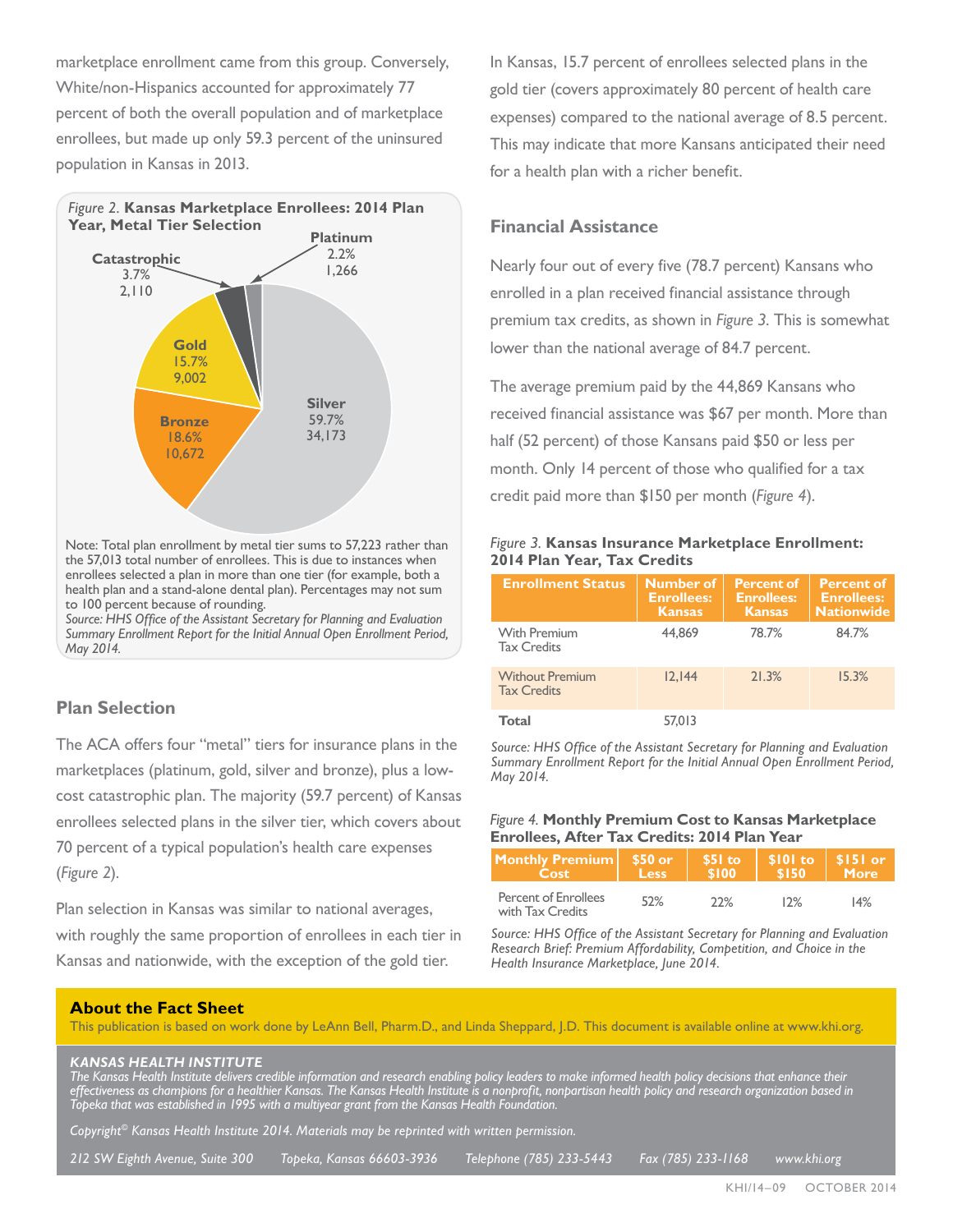marketplace enrollment came from this group. Conversely, White/non-Hispanics accounted for approximately 77 percent of both the overall population and of marketplace enrollees, but made up only 59.3 percent of the uninsured population in Kansas in 2013.

*Figure 2.* **Kansas Marketplace Enrollees: 2014 Plan Year, Metal Tier Selection**

Platinum
2.2%
1,266

Catastrophic
3.7%
2,110

Gold
15.7%
9,002

Silver
59.7%
34,173

Bronze
18.6%
10,672

Note: Total plan enrollment by metal tier sums to 57,223 rather than the 57,013 total number of enrollees. This is due to instances when enrollees selected a plan in more than one tier (for example, both a health plan and a stand-alone dental plan). Percentages may not sum to 100 percent because of rounding.
*Source: HHS Office of the Assistant Secretary for Planning and Evaluation Summary Enrollment Report for the Initial Annual Open Enrollment Period, May 2014.*

## Plan Selection

The ACA offers four "metal" tiers for insurance plans in the marketplaces (platinum, gold, silver and bronze), plus a low-cost catastrophic plan. The majority (59.7 percent) of Kansas enrollees selected plans in the silver tier, which covers about 70 percent of a typical population's health care expenses (*Figure 2*).

Plan selection in Kansas was similar to national averages, with roughly the same proportion of enrollees in each tier in Kansas and nationwide, with the exception of the gold tier.

In Kansas, 15.7 percent of enrollees selected plans in the gold tier (covers approximately 80 percent of health care expenses) compared to the national average of 8.5 percent. This may indicate that more Kansans anticipated their need for a health plan with a richer benefit.

## Financial Assistance

Nearly four out of every five (78.7 percent) Kansans who enrolled in a plan received financial assistance through premium tax credits, as shown in *Figure 3*. This is somewhat lower than the national average of 84.7 percent.

The average premium paid by the 44,869 Kansans who received financial assistance was $67 per month. More than half (52 percent) of those Kansans paid $50 or less per month. Only 14 percent of those who qualified for a tax credit paid more than $150 per month (*Figure 4*).

*Figure 3.* **Kansas Insurance Marketplace Enrollment: 2014 Plan Year, Tax Credits**

| Enrollment Status | Number of Enrollees: Kansas | Percent of Enrollees: Kansas | Percent of Enrollees: Nationwide |
|---|---|---|---|
| With Premium Tax Credits | 44,869 | 78.7% | 84.7% |
| Without Premium Tax Credits | 12,144 | 21.3% | 15.3% |
| **Total** | 57,013 | | |

*Source: HHS Office of the Assistant Secretary for Planning and Evaluation Summary Enrollment Report for the Initial Annual Open Enrollment Period, May 2014.*

*Figure 4.* **Monthly Premium Cost to Kansas Marketplace Enrollees, After Tax Credits: 2014 Plan Year**

| Monthly Premium Cost | $50 or Less | $51 to $100 | $101 to $150 | $151 or More |
|---|---|---|---|---|
| Percent of Enrollees with Tax Credits | 52% | 22% | 12% | 14% |

*Source: HHS Office of the Assistant Secretary for Planning and Evaluation Research Brief: Premium Affordability, Competition, and Choice in the Health Insurance Marketplace, June 2014.*

### About the Fact Sheet

This publication is based on work done by LeAnn Bell, Pharm.D., and Linda Sheppard, J.D. This document is available online at www.khi.org.

***KANSAS HEALTH INSTITUTE***

*The Kansas Health Institute delivers credible information and research enabling policy leaders to make informed health policy decisions that enhance their effectiveness as champions for a healthier Kansas. The Kansas Health Institute is a nonprofit, nonpartisan health policy and research organization based in Topeka that was established in 1995 with a multiyear grant from the Kansas Health Foundation.*

*Copyright© Kansas Health Institute 2014. Materials may be reprinted with written permission.*

*212 SW Eighth Avenue, Suite 300 Topeka, Kansas 66603-3936 Telephone (785) 233-5443 Fax (785) 233-1168 www.khi.org*

KHI/14–09 OCTOBER 2014